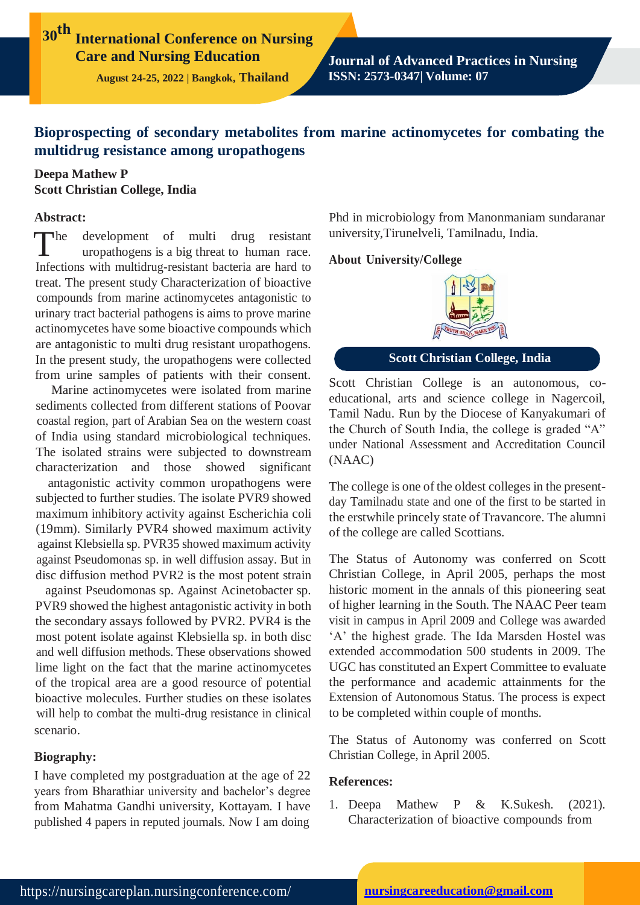# Bioprospecting of secondary metabolites from marine actinomycetes for combating the multidrug resistance among uropathogens

**Deepa Mathew P**
**Scott Christian College, India**

## Abstract:

The development of multi drug resistant uropathogens is a big threat to human race. Infections with multidrug-resistant bacteria are hard to treat. The present study Characterization of bioactive compounds from marine actinomycetes antagonistic to urinary tract bacterial pathogens is aims to prove marine actinomycetes have some bioactive compounds which are antagonistic to multi drug resistant uropathogens. In the present study, the uropathogens were collected from urine samples of patients with their consent. Marine actinomycetes were isolated from marine sediments collected from different stations of Poovar coastal region, part of Arabian Sea on the western coast of India using standard microbiological techniques. The isolated strains were subjected to downstream characterization and those showed significant antagonistic activity common uropathogens were subjected to further studies. The isolate PVR9 showed maximum inhibitory activity against Escherichia coli (19mm). Similarly PVR4 showed maximum activity against Klebsiella sp. PVR35 showed maximum activity against Pseudomonas sp. in well diffusion assay. But in disc diffusion method PVR2 is the most potent strain against Pseudomonas sp. Against Acinetobacter sp. PVR9 showed the highest antagonistic activity in both the secondary assays followed by PVR2. PVR4 is the most potent isolate against Klebsiella sp. in both disc and well diffusion methods. These observations showed lime light on the fact that the marine actinomycetes of the tropical area are a good resource of potential bioactive molecules. Further studies on these isolates will help to combat the multi-drug resistance in clinical scenario.

## Biography:

I have completed my postgraduation at the age of 22 years from Bharathiar university and bachelor's degree from Mahatma Gandhi university, Kottayam. I have published 4 papers in reputed journals. Now I am doing Phd in microbiology from Manonmaniam sundaranar university,Tirunelveli, Tamilnadu, India.

## About University/College

**Scott Christian College, India**

Scott Christian College is an autonomous, co-educational, arts and science college in Nagercoil, Tamil Nadu. Run by the Diocese of Kanyakumari of the Church of South India, the college is graded "A" under National Assessment and Accreditation Council (NAAC)

The college is one of the oldest colleges in the present-day Tamilnadu state and one of the first to be started in the erstwhile princely state of Travancore. The alumni of the college are called Scottians.

The Status of Autonomy was conferred on Scott Christian College, in April 2005, perhaps the most historic moment in the annals of this pioneering seat of higher learning in the South. The NAAC Peer team visit in campus in April 2009 and College was awarded 'A' the highest grade. The Ida Marsden Hostel was extended accommodation 500 students in 2009. The UGC has constituted an Expert Committee to evaluate the performance and academic attainments for the Extension of Autonomous Status. The process is expect to be completed within couple of months.

The Status of Autonomy was conferred on Scott Christian College, in April 2005.

## References:

1. Deepa Mathew P & K.Sukesh. (2021). Characterization of bioactive compounds from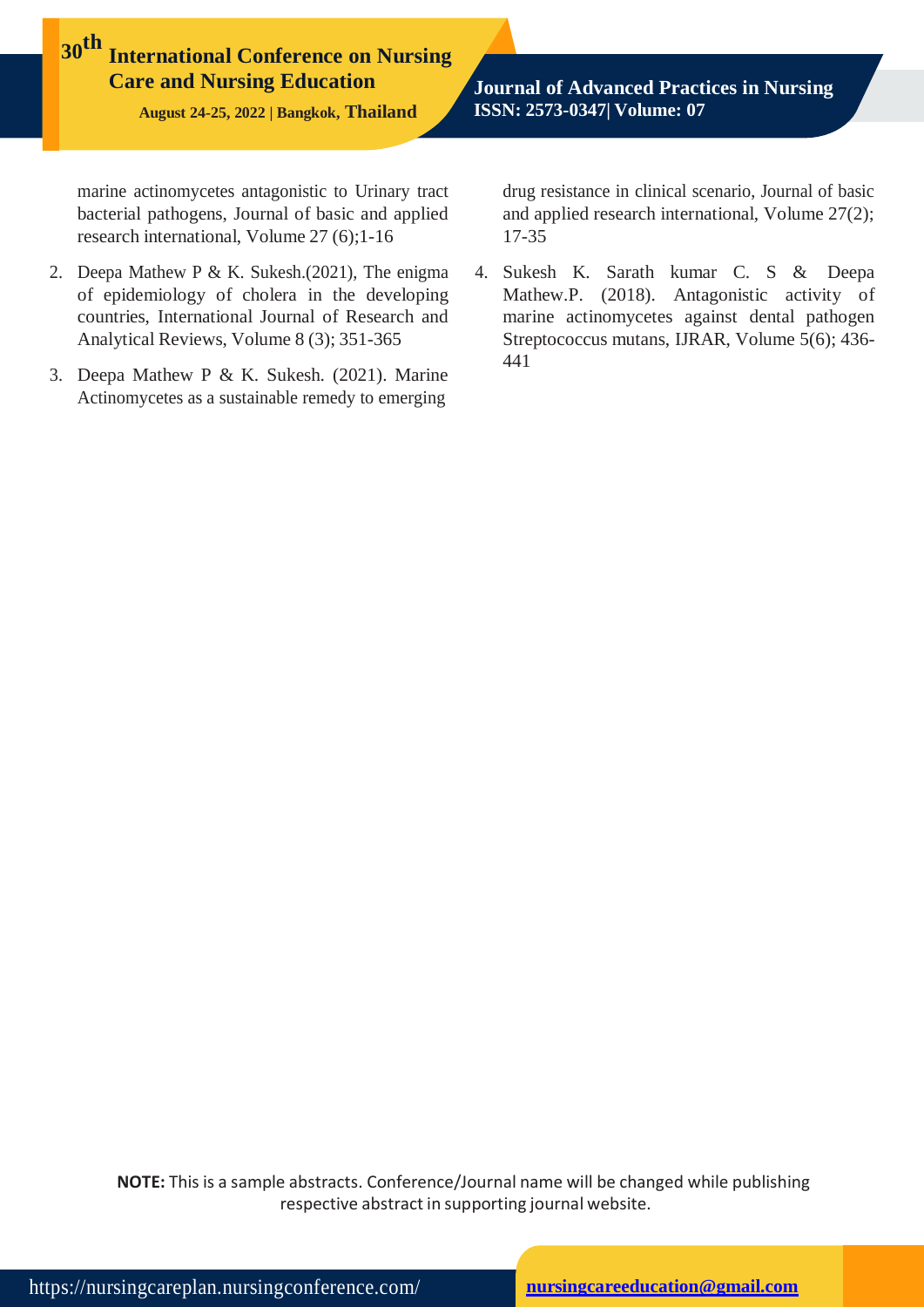marine actinomycetes antagonistic to Urinary tract bacterial pathogens, Journal of basic and applied research international, Volume 27 (6);1-16

2. Deepa Mathew P & K. Sukesh.(2021), The enigma of epidemiology of cholera in the developing countries, International Journal of Research and Analytical Reviews, Volume 8 (3); 351-365

3. Deepa Mathew P & K. Sukesh. (2021). Marine Actinomycetes as a sustainable remedy to emerging drug resistance in clinical scenario, Journal of basic and applied research international, Volume 27(2); 17-35

4. Sukesh K. Sarath kumar C. S & Deepa Mathew.P. (2018). Antagonistic activity of marine actinomycetes against dental pathogen Streptococcus mutans, IJRAR, Volume 5(6); 436-441

**NOTE:** This is a sample abstracts. Conference/Journal name will be changed while publishing respective abstract in supporting journal website.